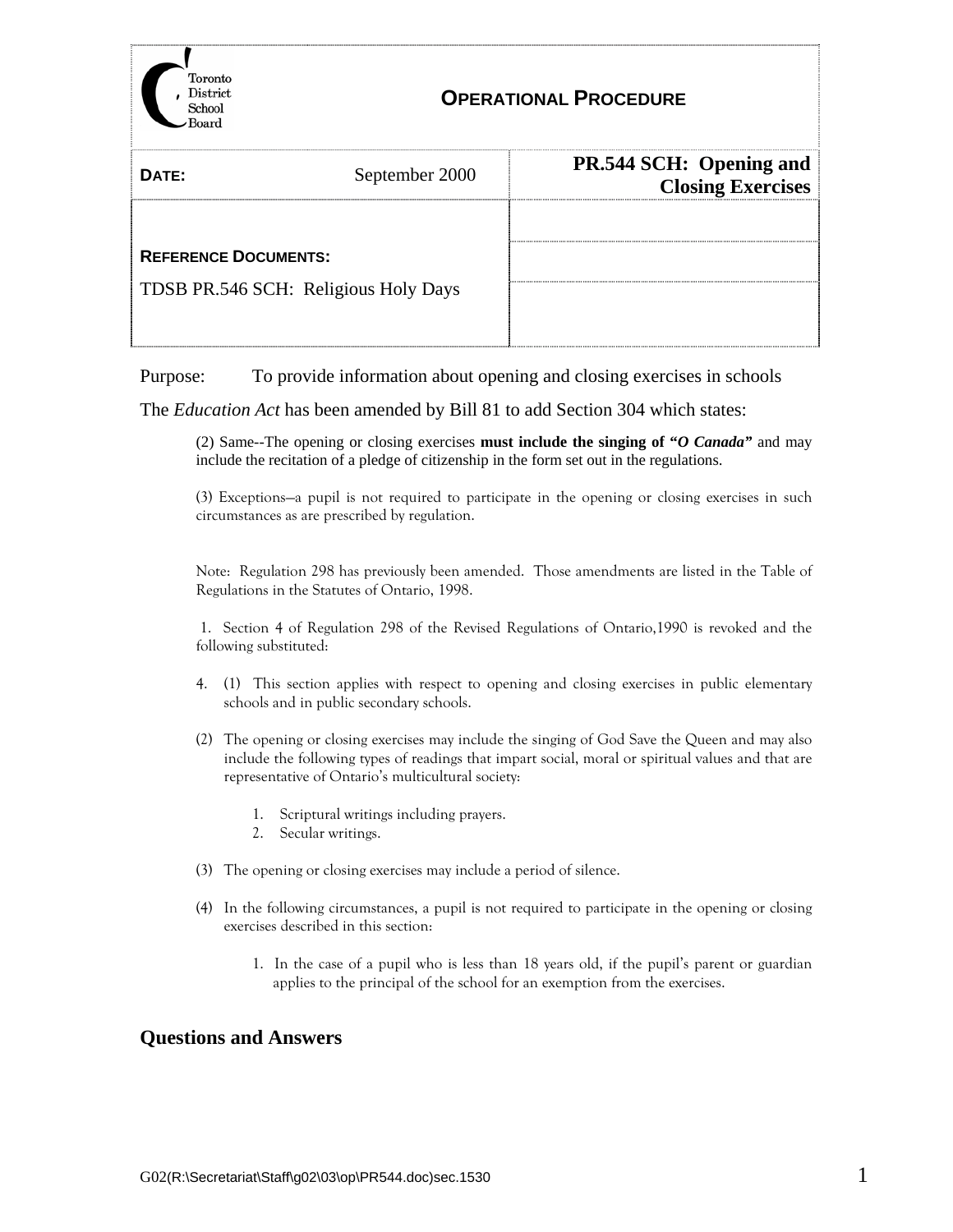Toronto District School Board

# OPERATIONAL PROCEDURE

| **DATE:** September 2000 | **PR.544 SCH: Opening and Closing Exercises** |
|---|---|
| **REFERENCE DOCUMENTS:** TDSB PR.546 SCH: Religious Holy Days | |

Purpose: To provide information about opening and closing exercises in schools

The *Education Act* has been amended by Bill 81 to add Section 304 which states:

> (2) Same--The opening or closing exercises **must include the singing of "*O Canada*"** and may include the recitation of a pledge of citizenship in the form set out in the regulations.
>
> (3) Exceptions—a pupil is not required to participate in the opening or closing exercises in such circumstances as are prescribed by regulation.
>
> Note: Regulation 298 has previously been amended. Those amendments are listed in the Table of Regulations in the Statutes of Ontario, 1998.
>
> 1. Section 4 of Regulation 298 of the Revised Regulations of Ontario,1990 is revoked and the following substituted:
>
> 4. (1) This section applies with respect to opening and closing exercises in public elementary schools and in public secondary schools.
>
> (2) The opening or closing exercises may include the singing of God Save the Queen and may also include the following types of readings that impart social, moral or spiritual values and that are representative of Ontario's multicultural society:
>
> 1. Scriptural writings including prayers.
> 2. Secular writings.
>
> (3) The opening or closing exercises may include a period of silence.
>
> (4) In the following circumstances, a pupil is not required to participate in the opening or closing exercises described in this section:
>
> 1. In the case of a pupil who is less than 18 years old, if the pupil's parent or guardian applies to the principal of the school for an exemption from the exercises.

## Questions and Answers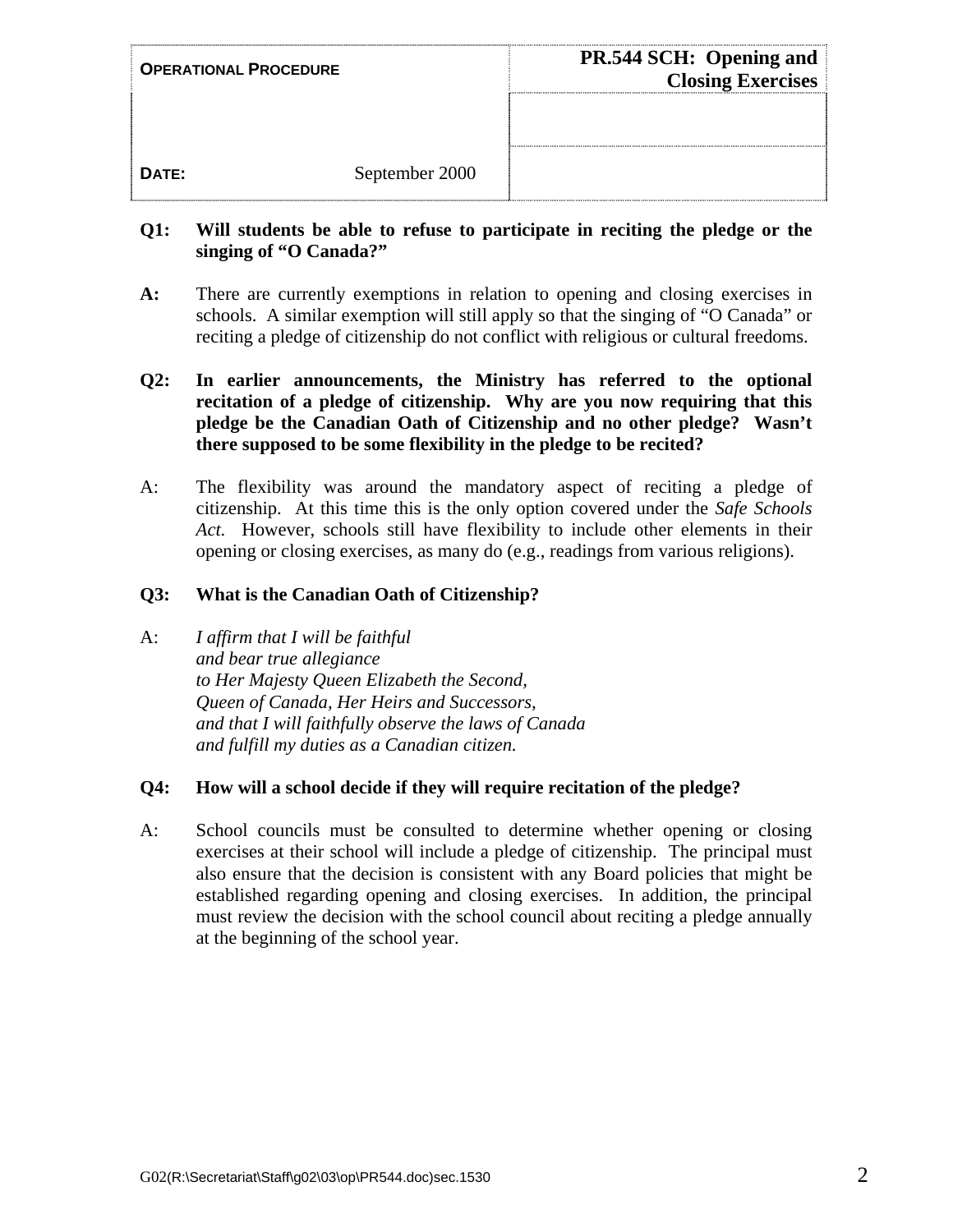| **OPERATIONAL PROCEDURE** | | **PR.544 SCH: Opening and Closing Exercises** |
|---|---|---|
| | | |
| **DATE:** | September 2000 | |

**Q1: Will students be able to refuse to participate in reciting the pledge or the singing of "O Canada?"**

**A:** There are currently exemptions in relation to opening and closing exercises in schools. A similar exemption will still apply so that the singing of "O Canada" or reciting a pledge of citizenship do not conflict with religious or cultural freedoms.

**Q2: In earlier announcements, the Ministry has referred to the optional recitation of a pledge of citizenship. Why are you now requiring that this pledge be the Canadian Oath of Citizenship and no other pledge? Wasn't there supposed to be some flexibility in the pledge to be recited?**

A: The flexibility was around the mandatory aspect of reciting a pledge of citizenship. At this time this is the only option covered under the *Safe Schools Act.* However, schools still have flexibility to include other elements in their opening or closing exercises, as many do (e.g., readings from various religions).

**Q3: What is the Canadian Oath of Citizenship?**

A: *I affirm that I will be faithful*
*and bear true allegiance*
*to Her Majesty Queen Elizabeth the Second,*
*Queen of Canada, Her Heirs and Successors,*
*and that I will faithfully observe the laws of Canada*
*and fulfill my duties as a Canadian citizen.*

**Q4: How will a school decide if they will require recitation of the pledge?**

A: School councils must be consulted to determine whether opening or closing exercises at their school will include a pledge of citizenship. The principal must also ensure that the decision is consistent with any Board policies that might be established regarding opening and closing exercises. In addition, the principal must review the decision with the school council about reciting a pledge annually at the beginning of the school year.